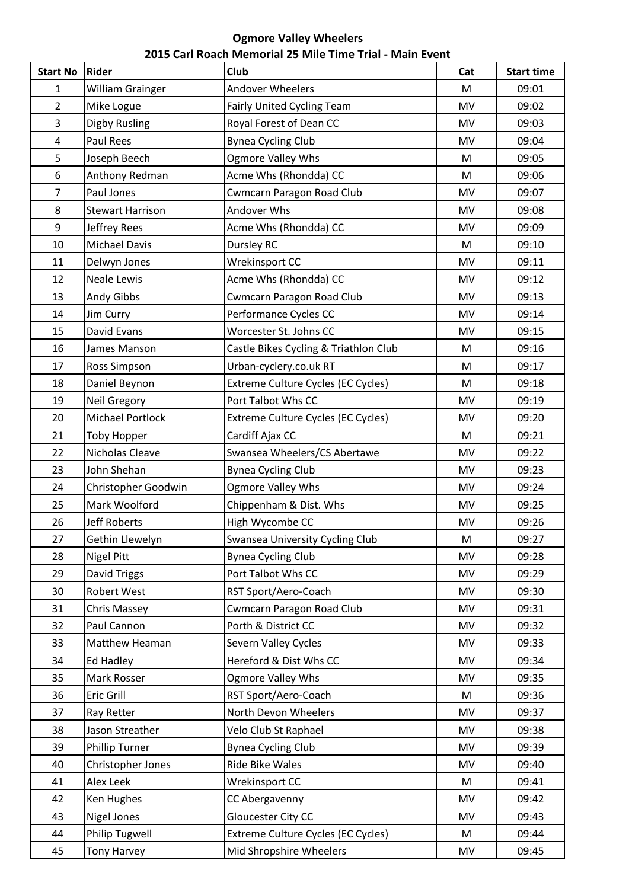**Ogmore Valley Wheelers**

**2015 Carl Roach Memorial 25 Mile Time Trial - Main Event**

| Start No | Rider | Club | Cat | Start time |
|---|---|---|---|---|
| 1 | William Grainger | Andover Wheelers | M | 09:01 |
| 2 | Mike Logue | Fairly United Cycling Team | MV | 09:02 |
| 3 | Digby Rusling | Royal Forest of Dean CC | MV | 09:03 |
| 4 | Paul Rees | Bynea Cycling Club | MV | 09:04 |
| 5 | Joseph Beech | Ogmore Valley Whs | M | 09:05 |
| 6 | Anthony Redman | Acme Whs (Rhondda) CC | M | 09:06 |
| 7 | Paul Jones | Cwmcarn Paragon Road Club | MV | 09:07 |
| 8 | Stewart Harrison | Andover Whs | MV | 09:08 |
| 9 | Jeffrey Rees | Acme Whs (Rhondda) CC | MV | 09:09 |
| 10 | Michael Davis | Dursley RC | M | 09:10 |
| 11 | Delwyn Jones | Wrekinsport CC | MV | 09:11 |
| 12 | Neale Lewis | Acme Whs (Rhondda) CC | MV | 09:12 |
| 13 | Andy Gibbs | Cwmcarn Paragon Road Club | MV | 09:13 |
| 14 | Jim Curry | Performance Cycles CC | MV | 09:14 |
| 15 | David Evans | Worcester St. Johns CC | MV | 09:15 |
| 16 | James Manson | Castle Bikes Cycling & Triathlon Club | M | 09:16 |
| 17 | Ross Simpson | Urban-cyclery.co.uk RT | M | 09:17 |
| 18 | Daniel Beynon | Extreme Culture Cycles (EC Cycles) | M | 09:18 |
| 19 | Neil Gregory | Port Talbot Whs CC | MV | 09:19 |
| 20 | Michael Portlock | Extreme Culture Cycles (EC Cycles) | MV | 09:20 |
| 21 | Toby Hopper | Cardiff Ajax CC | M | 09:21 |
| 22 | Nicholas Cleave | Swansea Wheelers/CS Abertawe | MV | 09:22 |
| 23 | John Shehan | Bynea Cycling Club | MV | 09:23 |
| 24 | Christopher Goodwin | Ogmore Valley Whs | MV | 09:24 |
| 25 | Mark Woolford | Chippenham & Dist. Whs | MV | 09:25 |
| 26 | Jeff Roberts | High Wycombe CC | MV | 09:26 |
| 27 | Gethin Llewelyn | Swansea University Cycling Club | M | 09:27 |
| 28 | Nigel Pitt | Bynea Cycling Club | MV | 09:28 |
| 29 | David Triggs | Port Talbot Whs CC | MV | 09:29 |
| 30 | Robert West | RST Sport/Aero-Coach | MV | 09:30 |
| 31 | Chris Massey | Cwmcarn Paragon Road Club | MV | 09:31 |
| 32 | Paul Cannon | Porth & District CC | MV | 09:32 |
| 33 | Matthew Heaman | Severn Valley Cycles | MV | 09:33 |
| 34 | Ed Hadley | Hereford & Dist Whs CC | MV | 09:34 |
| 35 | Mark Rosser | Ogmore Valley Whs | MV | 09:35 |
| 36 | Eric Grill | RST Sport/Aero-Coach | M | 09:36 |
| 37 | Ray Retter | North Devon Wheelers | MV | 09:37 |
| 38 | Jason Streather | Velo Club St Raphael | MV | 09:38 |
| 39 | Phillip Turner | Bynea Cycling Club | MV | 09:39 |
| 40 | Christopher Jones | Ride Bike Wales | MV | 09:40 |
| 41 | Alex Leek | Wrekinsport CC | M | 09:41 |
| 42 | Ken Hughes | CC Abergavenny | MV | 09:42 |
| 43 | Nigel Jones | Gloucester City CC | MV | 09:43 |
| 44 | Philip Tugwell | Extreme Culture Cycles (EC Cycles) | M | 09:44 |
| 45 | Tony Harvey | Mid Shropshire Wheelers | MV | 09:45 |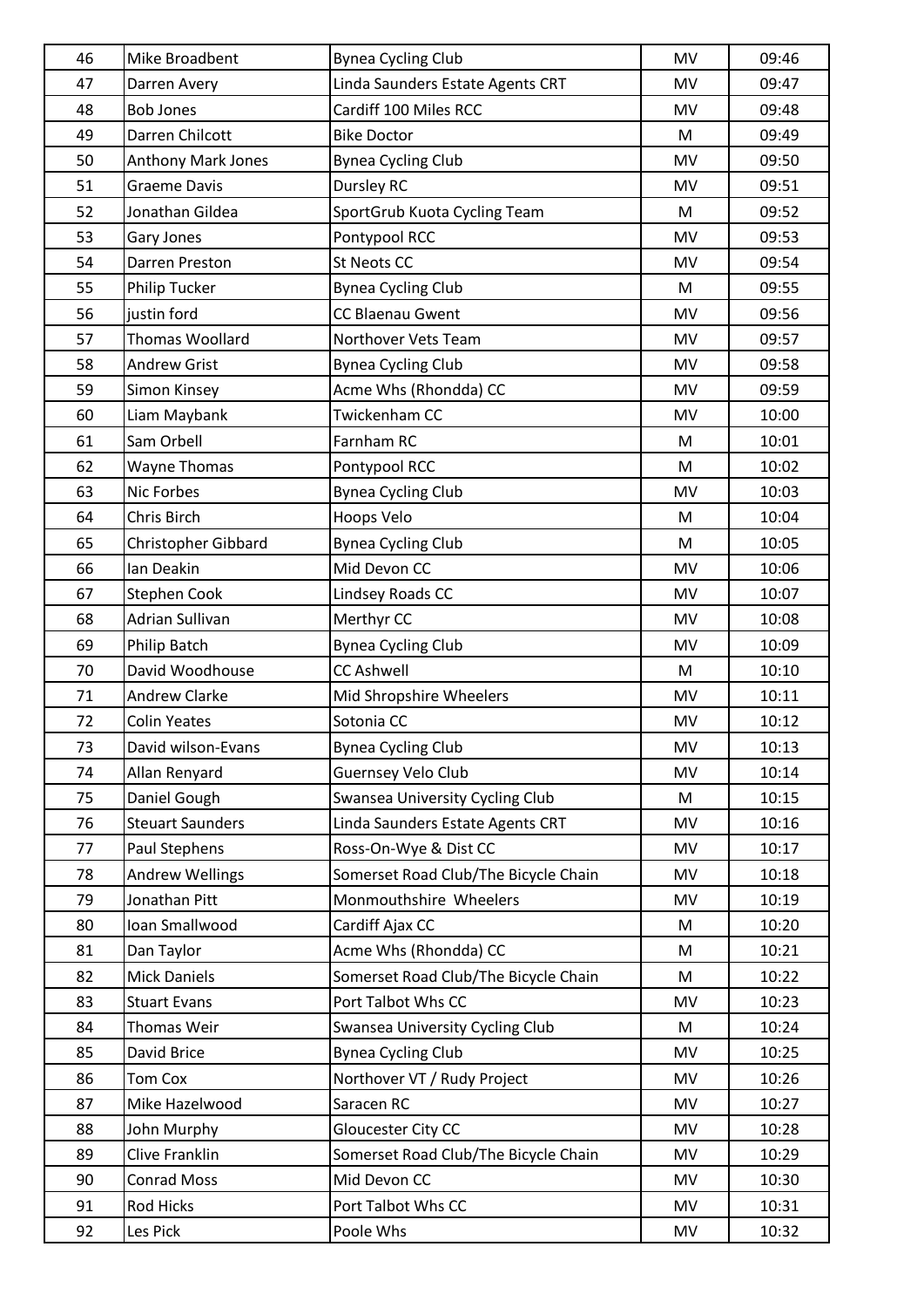| | | | | |
|---|---|---|---|---|
| 46 | Mike Broadbent | Bynea Cycling Club | MV | 09:46 |
| 47 | Darren Avery | Linda Saunders Estate Agents CRT | MV | 09:47 |
| 48 | Bob Jones | Cardiff 100 Miles RCC | MV | 09:48 |
| 49 | Darren Chilcott | Bike Doctor | M | 09:49 |
| 50 | Anthony Mark Jones | Bynea Cycling Club | MV | 09:50 |
| 51 | Graeme Davis | Dursley RC | MV | 09:51 |
| 52 | Jonathan Gildea | SportGrub Kuota Cycling Team | M | 09:52 |
| 53 | Gary Jones | Pontypool RCC | MV | 09:53 |
| 54 | Darren Preston | St Neots CC | MV | 09:54 |
| 55 | Philip Tucker | Bynea Cycling Club | M | 09:55 |
| 56 | justin ford | CC Blaenau Gwent | MV | 09:56 |
| 57 | Thomas Woollard | Northover Vets Team | MV | 09:57 |
| 58 | Andrew Grist | Bynea Cycling Club | MV | 09:58 |
| 59 | Simon Kinsey | Acme Whs (Rhondda) CC | MV | 09:59 |
| 60 | Liam Maybank | Twickenham CC | MV | 10:00 |
| 61 | Sam Orbell | Farnham RC | M | 10:01 |
| 62 | Wayne Thomas | Pontypool RCC | M | 10:02 |
| 63 | Nic Forbes | Bynea Cycling Club | MV | 10:03 |
| 64 | Chris Birch | Hoops Velo | M | 10:04 |
| 65 | Christopher Gibbard | Bynea Cycling Club | M | 10:05 |
| 66 | Ian Deakin | Mid Devon CC | MV | 10:06 |
| 67 | Stephen Cook | Lindsey Roads CC | MV | 10:07 |
| 68 | Adrian Sullivan | Merthyr CC | MV | 10:08 |
| 69 | Philip Batch | Bynea Cycling Club | MV | 10:09 |
| 70 | David Woodhouse | CC Ashwell | M | 10:10 |
| 71 | Andrew Clarke | Mid Shropshire Wheelers | MV | 10:11 |
| 72 | Colin Yeates | Sotonia CC | MV | 10:12 |
| 73 | David wilson-Evans | Bynea Cycling Club | MV | 10:13 |
| 74 | Allan Renyard | Guernsey Velo Club | MV | 10:14 |
| 75 | Daniel Gough | Swansea University Cycling Club | M | 10:15 |
| 76 | Steuart Saunders | Linda Saunders Estate Agents CRT | MV | 10:16 |
| 77 | Paul Stephens | Ross-On-Wye & Dist CC | MV | 10:17 |
| 78 | Andrew Wellings | Somerset Road Club/The Bicycle Chain | MV | 10:18 |
| 79 | Jonathan Pitt | Monmouthshire Wheelers | MV | 10:19 |
| 80 | Ioan Smallwood | Cardiff Ajax CC | M | 10:20 |
| 81 | Dan Taylor | Acme Whs (Rhondda) CC | M | 10:21 |
| 82 | Mick Daniels | Somerset Road Club/The Bicycle Chain | M | 10:22 |
| 83 | Stuart Evans | Port Talbot Whs CC | MV | 10:23 |
| 84 | Thomas Weir | Swansea University Cycling Club | M | 10:24 |
| 85 | David Brice | Bynea Cycling Club | MV | 10:25 |
| 86 | Tom Cox | Northover VT / Rudy Project | MV | 10:26 |
| 87 | Mike Hazelwood | Saracen RC | MV | 10:27 |
| 88 | John Murphy | Gloucester City CC | MV | 10:28 |
| 89 | Clive Franklin | Somerset Road Club/The Bicycle Chain | MV | 10:29 |
| 90 | Conrad Moss | Mid Devon CC | MV | 10:30 |
| 91 | Rod Hicks | Port Talbot Whs CC | MV | 10:31 |
| 92 | Les Pick | Poole Whs | MV | 10:32 |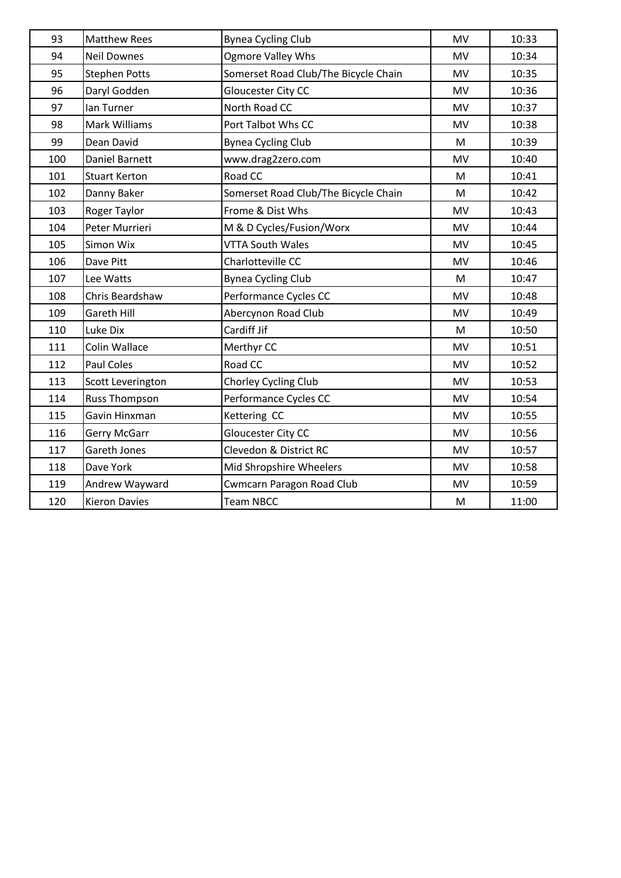| | | | | |
|---|---|---|---|---|
| 93 | Matthew Rees | Bynea Cycling Club | MV | 10:33 |
| 94 | Neil Downes | Ogmore Valley Whs | MV | 10:34 |
| 95 | Stephen Potts | Somerset Road Club/The Bicycle Chain | MV | 10:35 |
| 96 | Daryl Godden | Gloucester City CC | MV | 10:36 |
| 97 | Ian Turner | North Road CC | MV | 10:37 |
| 98 | Mark Williams | Port Talbot Whs CC | MV | 10:38 |
| 99 | Dean David | Bynea Cycling Club | M | 10:39 |
| 100 | Daniel Barnett | www.drag2zero.com | MV | 10:40 |
| 101 | Stuart Kerton | Road CC | M | 10:41 |
| 102 | Danny Baker | Somerset Road Club/The Bicycle Chain | M | 10:42 |
| 103 | Roger Taylor | Frome & Dist Whs | MV | 10:43 |
| 104 | Peter Murrieri | M & D Cycles/Fusion/Worx | MV | 10:44 |
| 105 | Simon Wix | VTTA South Wales | MV | 10:45 |
| 106 | Dave Pitt | Charlotteville CC | MV | 10:46 |
| 107 | Lee Watts | Bynea Cycling Club | M | 10:47 |
| 108 | Chris Beardshaw | Performance Cycles CC | MV | 10:48 |
| 109 | Gareth Hill | Abercynon Road Club | MV | 10:49 |
| 110 | Luke Dix | Cardiff Jif | M | 10:50 |
| 111 | Colin Wallace | Merthyr CC | MV | 10:51 |
| 112 | Paul Coles | Road CC | MV | 10:52 |
| 113 | Scott Leverington | Chorley Cycling Club | MV | 10:53 |
| 114 | Russ Thompson | Performance Cycles CC | MV | 10:54 |
| 115 | Gavin Hinxman | Kettering CC | MV | 10:55 |
| 116 | Gerry McGarr | Gloucester City CC | MV | 10:56 |
| 117 | Gareth Jones | Clevedon & District RC | MV | 10:57 |
| 118 | Dave York | Mid Shropshire Wheelers | MV | 10:58 |
| 119 | Andrew Wayward | Cwmcarn Paragon Road Club | MV | 10:59 |
| 120 | Kieron Davies | Team NBCC | M | 11:00 |